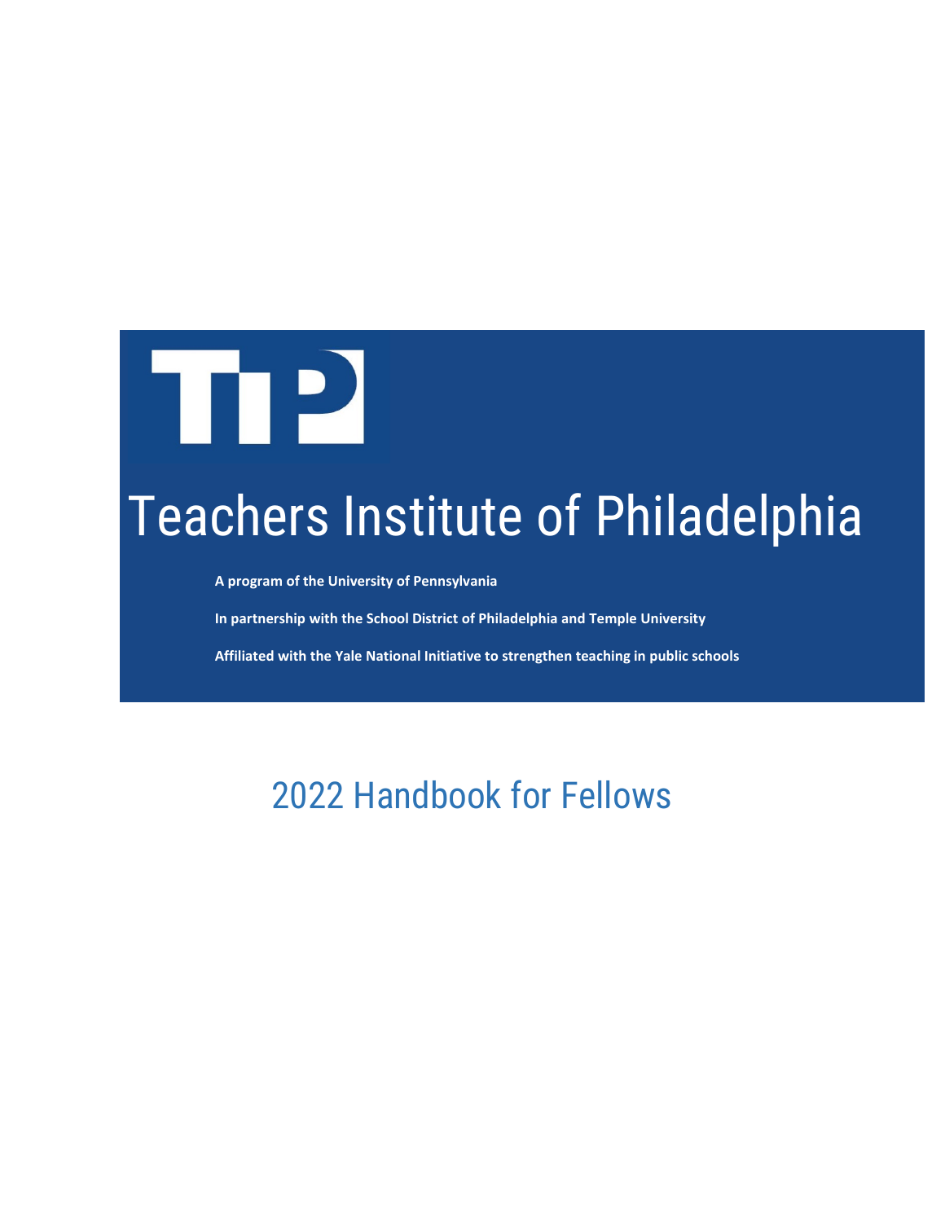TIP

# Teachers Institute of Philadelphia

**A program of the University of Pennsylvania**

**In partnership with the School District of Philadelphia and Temple University**

**Affiliated with the Yale National Initiative to strengthen teaching in public schools**

## 2022 Handbook for Fellows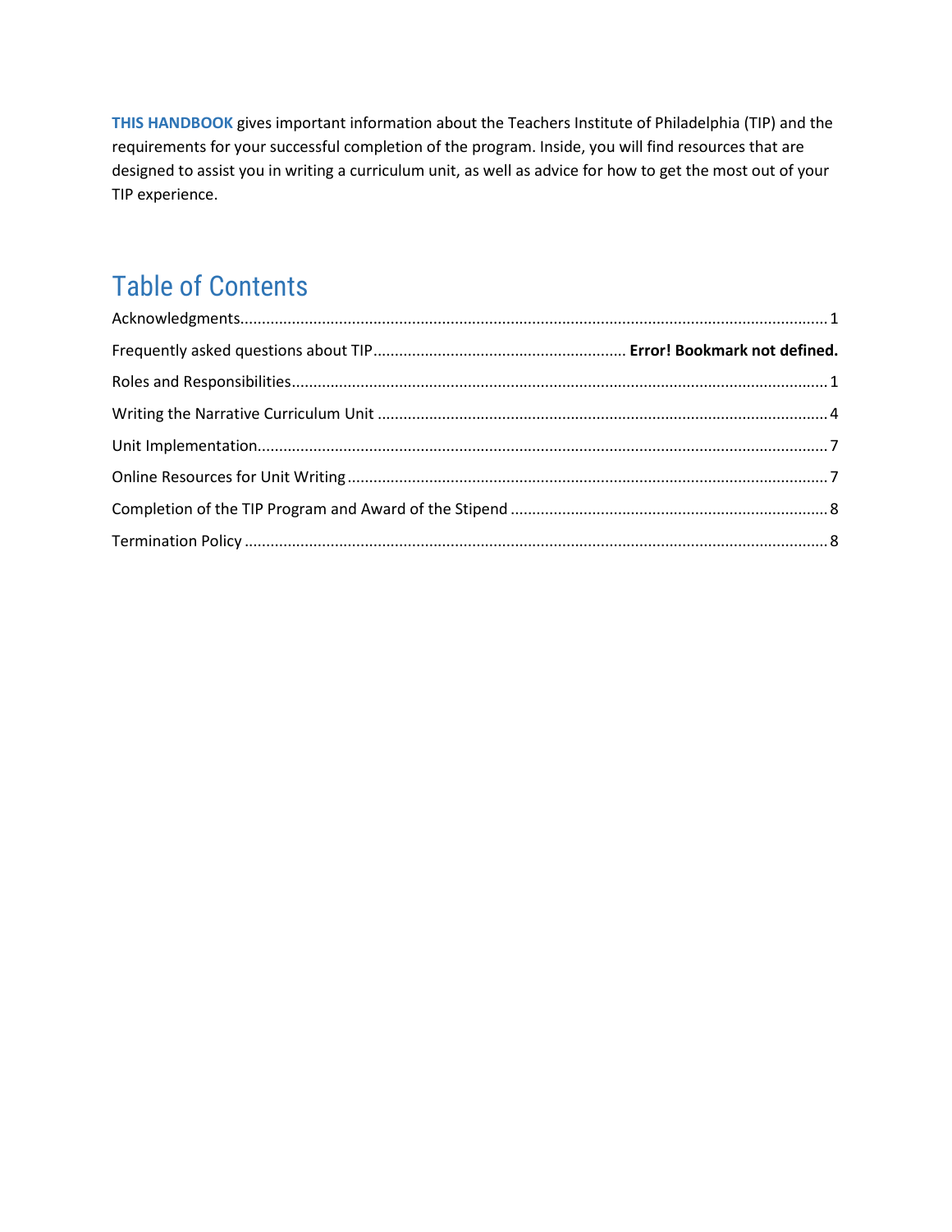**THIS HANDBOOK** gives important information about the Teachers Institute of Philadelphia (TIP) and the requirements for your successful completion of the program. Inside, you will find resources that are designed to assist you in writing a curriculum unit, as well as advice for how to get the most out of your TIP experience.

# Table of Contents

Acknowledgments........................................................................................................................................ 1

Frequently asked questions about TIP.......................................................... **Error! Bookmark not defined.**

Roles and Responsibilities........................................................................................................................... 1

Writing the Narrative Curriculum Unit ....................................................................................................... 4

Unit Implementation.................................................................................................................................... 7

Online Resources for Unit Writing ............................................................................................................... 7

Completion of the TIP Program and Award of the Stipend .......................................................................... 8

Termination Policy ...................................................................................................................................... 8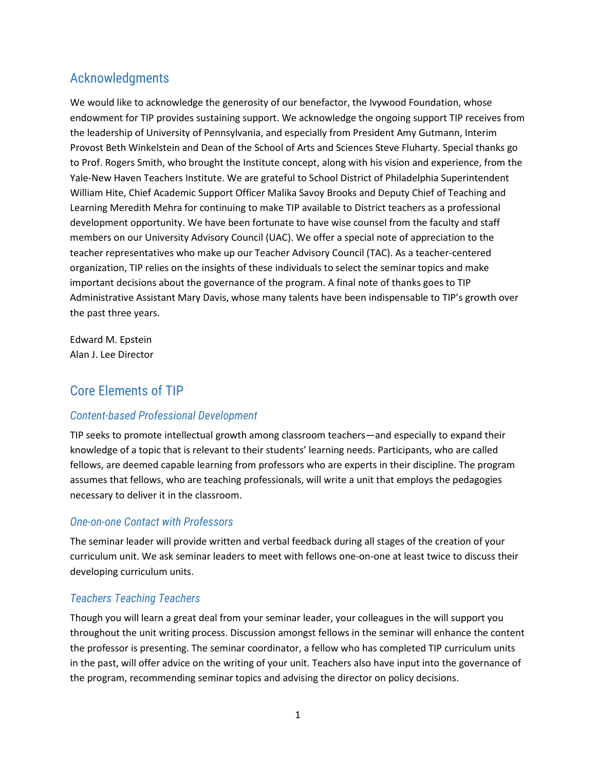## Acknowledgments

We would like to acknowledge the generosity of our benefactor, the Ivywood Foundation, whose endowment for TIP provides sustaining support. We acknowledge the ongoing support TIP receives from the leadership of University of Pennsylvania, and especially from President Amy Gutmann, Interim Provost Beth Winkelstein and Dean of the School of Arts and Sciences Steve Fluharty. Special thanks go to Prof. Rogers Smith, who brought the Institute concept, along with his vision and experience, from the Yale-New Haven Teachers Institute. We are grateful to School District of Philadelphia Superintendent William Hite, Chief Academic Support Officer Malika Savoy Brooks and Deputy Chief of Teaching and Learning Meredith Mehra for continuing to make TIP available to District teachers as a professional development opportunity. We have been fortunate to have wise counsel from the faculty and staff members on our University Advisory Council (UAC). We offer a special note of appreciation to the teacher representatives who make up our Teacher Advisory Council (TAC). As a teacher-centered organization, TIP relies on the insights of these individuals to select the seminar topics and make important decisions about the governance of the program. A final note of thanks goes to TIP Administrative Assistant Mary Davis, whose many talents have been indispensable to TIP's growth over the past three years.

Edward M. Epstein
Alan J. Lee Director

## Core Elements of TIP

### *Content-based Professional Development*

TIP seeks to promote intellectual growth among classroom teachers—and especially to expand their knowledge of a topic that is relevant to their students' learning needs. Participants, who are called fellows, are deemed capable learning from professors who are experts in their discipline. The program assumes that fellows, who are teaching professionals, will write a unit that employs the pedagogies necessary to deliver it in the classroom.

### *One-on-one Contact with Professors*

The seminar leader will provide written and verbal feedback during all stages of the creation of your curriculum unit. We ask seminar leaders to meet with fellows one-on-one at least twice to discuss their developing curriculum units.

### *Teachers Teaching Teachers*

Though you will learn a great deal from your seminar leader, your colleagues in the will support you throughout the unit writing process. Discussion amongst fellows in the seminar will enhance the content the professor is presenting. The seminar coordinator, a fellow who has completed TIP curriculum units in the past, will offer advice on the writing of your unit. Teachers also have input into the governance of the program, recommending seminar topics and advising the director on policy decisions.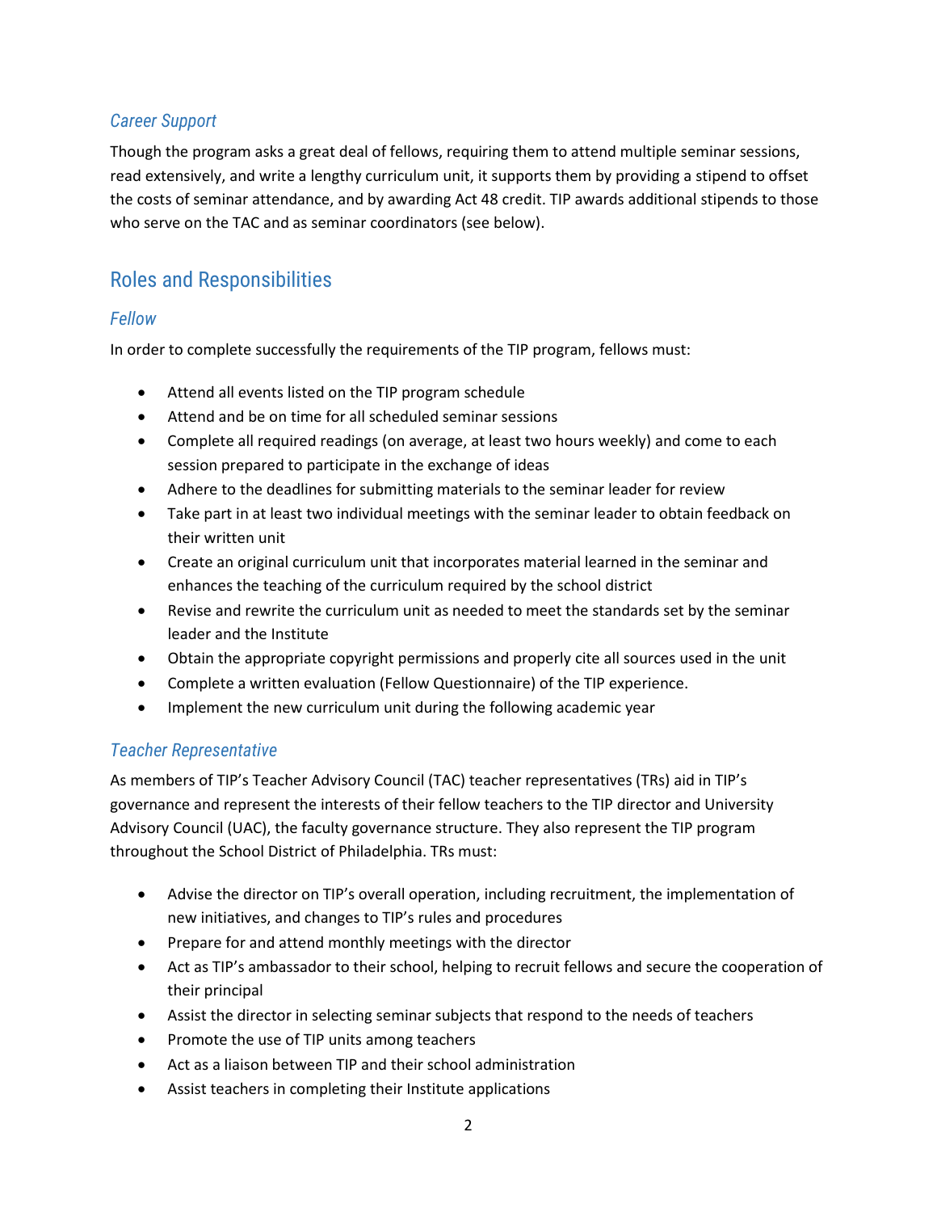### *Career Support*

Though the program asks a great deal of fellows, requiring them to attend multiple seminar sessions, read extensively, and write a lengthy curriculum unit, it supports them by providing a stipend to offset the costs of seminar attendance, and by awarding Act 48 credit. TIP awards additional stipends to those who serve on the TAC and as seminar coordinators (see below).

## Roles and Responsibilities

### *Fellow*

In order to complete successfully the requirements of the TIP program, fellows must:

- Attend all events listed on the TIP program schedule
- Attend and be on time for all scheduled seminar sessions
- Complete all required readings (on average, at least two hours weekly) and come to each session prepared to participate in the exchange of ideas
- Adhere to the deadlines for submitting materials to the seminar leader for review
- Take part in at least two individual meetings with the seminar leader to obtain feedback on their written unit
- Create an original curriculum unit that incorporates material learned in the seminar and enhances the teaching of the curriculum required by the school district
- Revise and rewrite the curriculum unit as needed to meet the standards set by the seminar leader and the Institute
- Obtain the appropriate copyright permissions and properly cite all sources used in the unit
- Complete a written evaluation (Fellow Questionnaire) of the TIP experience.
- Implement the new curriculum unit during the following academic year

### *Teacher Representative*

As members of TIP's Teacher Advisory Council (TAC) teacher representatives (TRs) aid in TIP's governance and represent the interests of their fellow teachers to the TIP director and University Advisory Council (UAC), the faculty governance structure. They also represent the TIP program throughout the School District of Philadelphia. TRs must:

- Advise the director on TIP's overall operation, including recruitment, the implementation of new initiatives, and changes to TIP's rules and procedures
- Prepare for and attend monthly meetings with the director
- Act as TIP's ambassador to their school, helping to recruit fellows and secure the cooperation of their principal
- Assist the director in selecting seminar subjects that respond to the needs of teachers
- Promote the use of TIP units among teachers
- Act as a liaison between TIP and their school administration
- Assist teachers in completing their Institute applications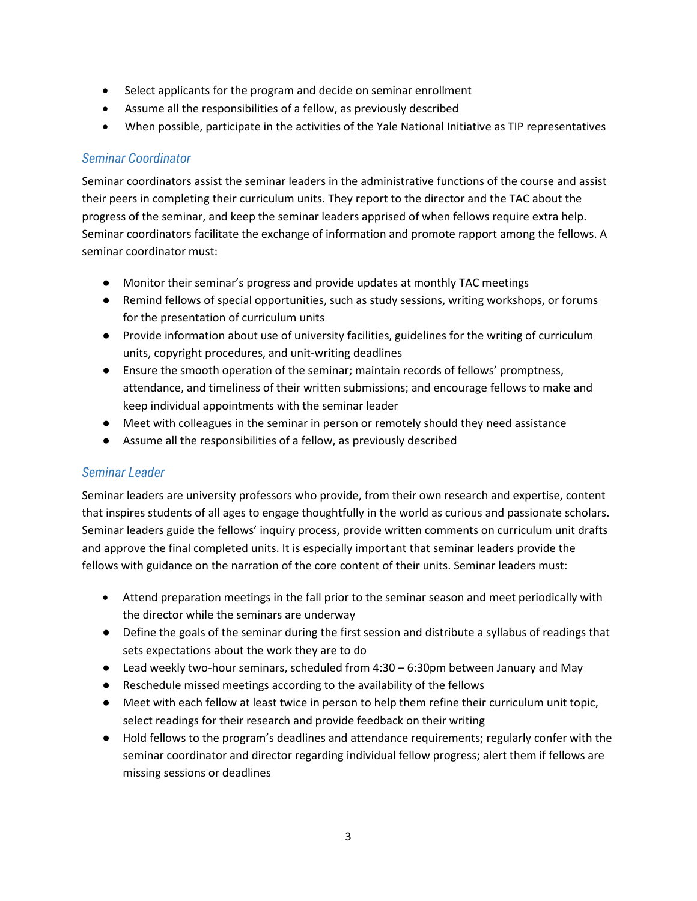- Select applicants for the program and decide on seminar enrollment
- Assume all the responsibilities of a fellow, as previously described
- When possible, participate in the activities of the Yale National Initiative as TIP representatives

### *Seminar Coordinator*

Seminar coordinators assist the seminar leaders in the administrative functions of the course and assist their peers in completing their curriculum units. They report to the director and the TAC about the progress of the seminar, and keep the seminar leaders apprised of when fellows require extra help. Seminar coordinators facilitate the exchange of information and promote rapport among the fellows. A seminar coordinator must:

- Monitor their seminar's progress and provide updates at monthly TAC meetings
- Remind fellows of special opportunities, such as study sessions, writing workshops, or forums for the presentation of curriculum units
- Provide information about use of university facilities, guidelines for the writing of curriculum units, copyright procedures, and unit-writing deadlines
- Ensure the smooth operation of the seminar; maintain records of fellows' promptness, attendance, and timeliness of their written submissions; and encourage fellows to make and keep individual appointments with the seminar leader
- Meet with colleagues in the seminar in person or remotely should they need assistance
- Assume all the responsibilities of a fellow, as previously described

### *Seminar Leader*

Seminar leaders are university professors who provide, from their own research and expertise, content that inspires students of all ages to engage thoughtfully in the world as curious and passionate scholars. Seminar leaders guide the fellows' inquiry process, provide written comments on curriculum unit drafts and approve the final completed units. It is especially important that seminar leaders provide the fellows with guidance on the narration of the core content of their units. Seminar leaders must:

- Attend preparation meetings in the fall prior to the seminar season and meet periodically with the director while the seminars are underway
- Define the goals of the seminar during the first session and distribute a syllabus of readings that sets expectations about the work they are to do
- Lead weekly two-hour seminars, scheduled from 4:30 – 6:30pm between January and May
- Reschedule missed meetings according to the availability of the fellows
- Meet with each fellow at least twice in person to help them refine their curriculum unit topic, select readings for their research and provide feedback on their writing
- Hold fellows to the program's deadlines and attendance requirements; regularly confer with the seminar coordinator and director regarding individual fellow progress; alert them if fellows are missing sessions or deadlines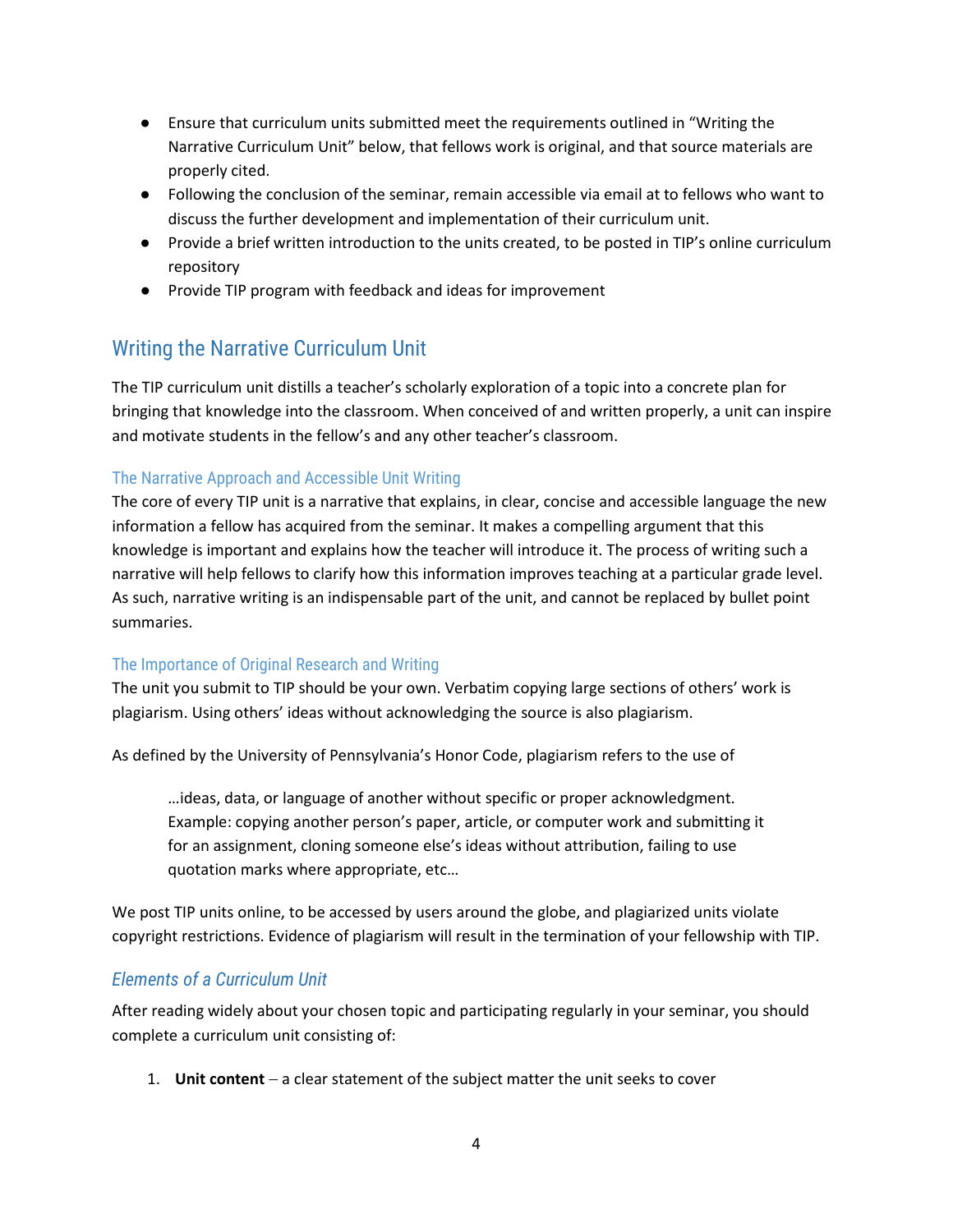- Ensure that curriculum units submitted meet the requirements outlined in "Writing the Narrative Curriculum Unit" below, that fellows work is original, and that source materials are properly cited.
- Following the conclusion of the seminar, remain accessible via email at to fellows who want to discuss the further development and implementation of their curriculum unit.
- Provide a brief written introduction to the units created, to be posted in TIP's online curriculum repository
- Provide TIP program with feedback and ideas for improvement

## Writing the Narrative Curriculum Unit

The TIP curriculum unit distills a teacher's scholarly exploration of a topic into a concrete plan for bringing that knowledge into the classroom. When conceived of and written properly, a unit can inspire and motivate students in the fellow's and any other teacher's classroom.

### The Narrative Approach and Accessible Unit Writing

The core of every TIP unit is a narrative that explains, in clear, concise and accessible language the new information a fellow has acquired from the seminar. It makes a compelling argument that this knowledge is important and explains how the teacher will introduce it. The process of writing such a narrative will help fellows to clarify how this information improves teaching at a particular grade level. As such, narrative writing is an indispensable part of the unit, and cannot be replaced by bullet point summaries.

### The Importance of Original Research and Writing

The unit you submit to TIP should be your own. Verbatim copying large sections of others' work is plagiarism. Using others' ideas without acknowledging the source is also plagiarism.

As defined by the University of Pennsylvania's Honor Code, plagiarism refers to the use of

> …ideas, data, or language of another without specific or proper acknowledgment. Example: copying another person's paper, article, or computer work and submitting it for an assignment, cloning someone else's ideas without attribution, failing to use quotation marks where appropriate, etc…

We post TIP units online, to be accessed by users around the globe, and plagiarized units violate copyright restrictions. Evidence of plagiarism will result in the termination of your fellowship with TIP.

### *Elements of a Curriculum Unit*

After reading widely about your chosen topic and participating regularly in your seminar, you should complete a curriculum unit consisting of:

1. **Unit content** – a clear statement of the subject matter the unit seeks to cover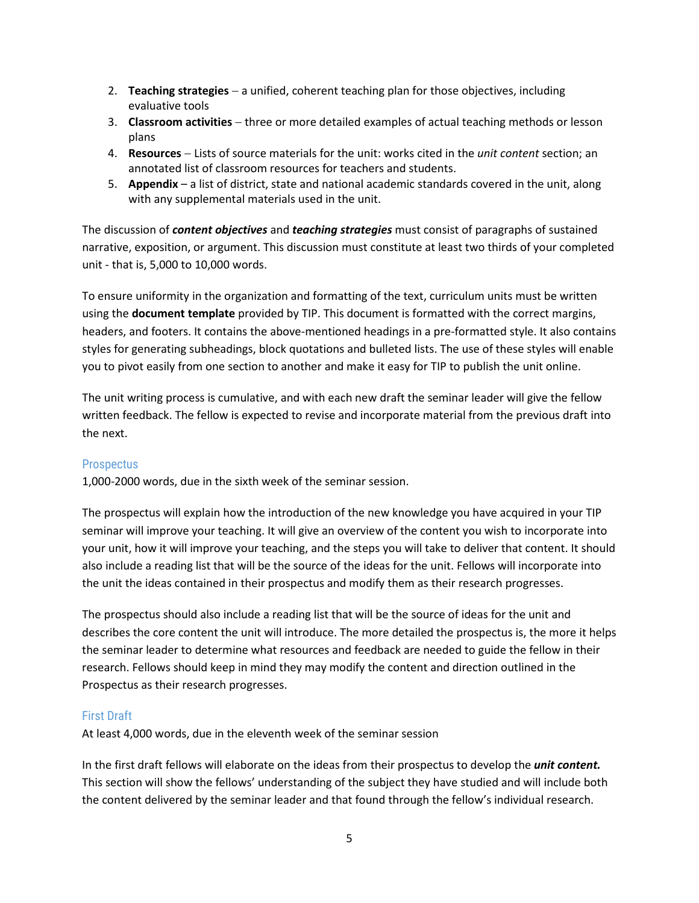2. **Teaching strategies** – a unified, coherent teaching plan for those objectives, including evaluative tools
3. **Classroom activities** – three or more detailed examples of actual teaching methods or lesson plans
4. **Resources** – Lists of source materials for the unit: works cited in the *unit content* section; an annotated list of classroom resources for teachers and students.
5. **Appendix** – a list of district, state and national academic standards covered in the unit, along with any supplemental materials used in the unit.

The discussion of ***content objectives*** and ***teaching strategies*** must consist of paragraphs of sustained narrative, exposition, or argument. This discussion must constitute at least two thirds of your completed unit - that is, 5,000 to 10,000 words.

To ensure uniformity in the organization and formatting of the text, curriculum units must be written using the **document template** provided by TIP. This document is formatted with the correct margins, headers, and footers. It contains the above-mentioned headings in a pre-formatted style. It also contains styles for generating subheadings, block quotations and bulleted lists. The use of these styles will enable you to pivot easily from one section to another and make it easy for TIP to publish the unit online.

The unit writing process is cumulative, and with each new draft the seminar leader will give the fellow written feedback. The fellow is expected to revise and incorporate material from the previous draft into the next.

### Prospectus

1,000-2000 words, due in the sixth week of the seminar session.

The prospectus will explain how the introduction of the new knowledge you have acquired in your TIP seminar will improve your teaching. It will give an overview of the content you wish to incorporate into your unit, how it will improve your teaching, and the steps you will take to deliver that content. It should also include a reading list that will be the source of the ideas for the unit. Fellows will incorporate into the unit the ideas contained in their prospectus and modify them as their research progresses.

The prospectus should also include a reading list that will be the source of ideas for the unit and describes the core content the unit will introduce. The more detailed the prospectus is, the more it helps the seminar leader to determine what resources and feedback are needed to guide the fellow in their research. Fellows should keep in mind they may modify the content and direction outlined in the Prospectus as their research progresses.

### First Draft

At least 4,000 words, due in the eleventh week of the seminar session

In the first draft fellows will elaborate on the ideas from their prospectus to develop the ***unit content.*** This section will show the fellows' understanding of the subject they have studied and will include both the content delivered by the seminar leader and that found through the fellow's individual research.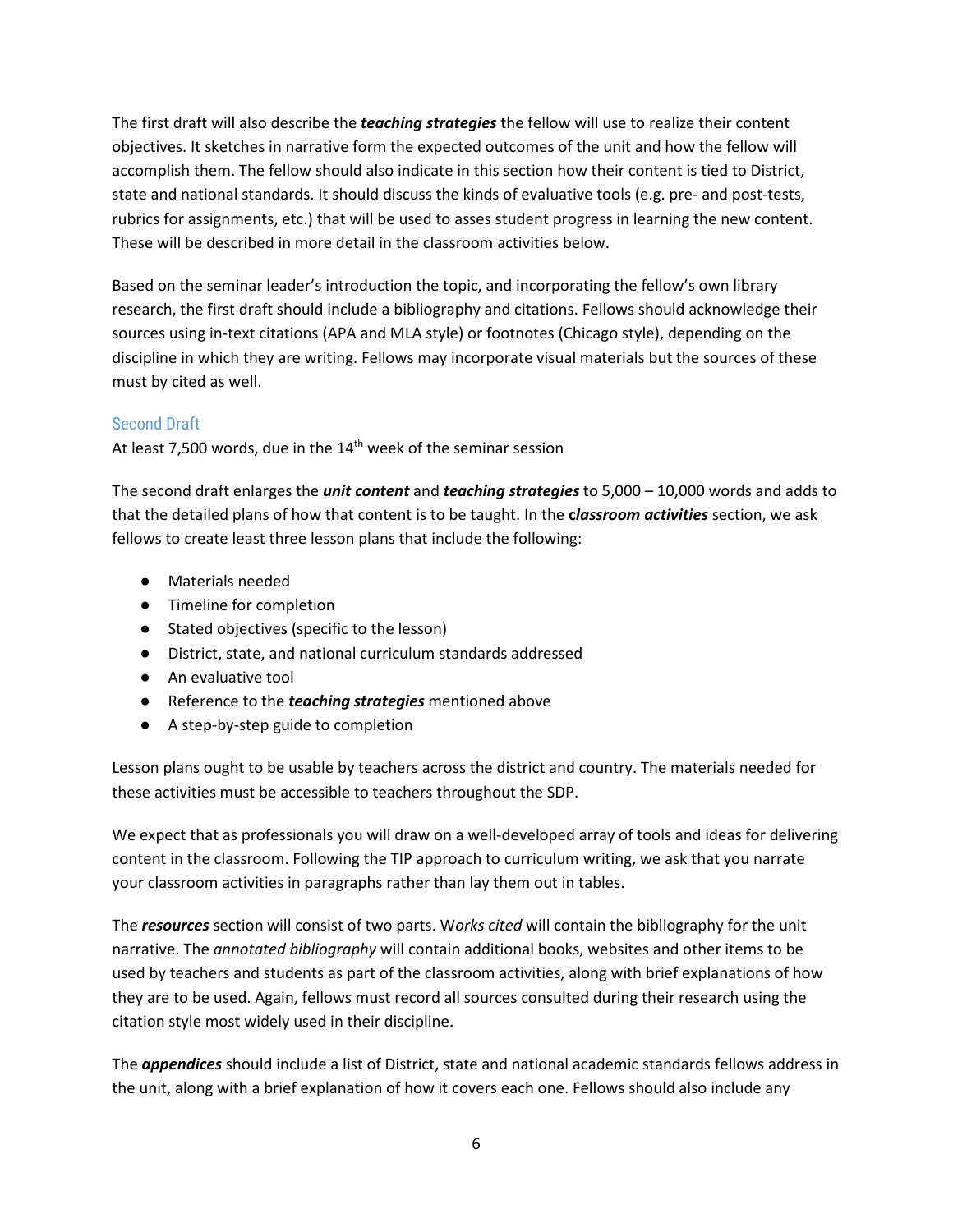The first draft will also describe the ***teaching strategies*** the fellow will use to realize their content objectives. It sketches in narrative form the expected outcomes of the unit and how the fellow will accomplish them. The fellow should also indicate in this section how their content is tied to District, state and national standards. It should discuss the kinds of evaluative tools (e.g. pre- and post-tests, rubrics for assignments, etc.) that will be used to asses student progress in learning the new content. These will be described in more detail in the classroom activities below.

Based on the seminar leader's introduction the topic, and incorporating the fellow's own library research, the first draft should include a bibliography and citations. Fellows should acknowledge their sources using in-text citations (APA and MLA style) or footnotes (Chicago style), depending on the discipline in which they are writing. Fellows may incorporate visual materials but the sources of these must by cited as well.

### Second Draft

At least 7,500 words, due in the 14th week of the seminar session

The second draft enlarges the ***unit content*** and ***teaching strategies*** to 5,000 – 10,000 words and adds to that the detailed plans of how that content is to be taught. In the ***classroom activities*** section, we ask fellows to create least three lesson plans that include the following:

- Materials needed
- Timeline for completion
- Stated objectives (specific to the lesson)
- District, state, and national curriculum standards addressed
- An evaluative tool
- Reference to the ***teaching strategies*** mentioned above
- A step-by-step guide to completion

Lesson plans ought to be usable by teachers across the district and country. The materials needed for these activities must be accessible to teachers throughout the SDP.

We expect that as professionals you will draw on a well-developed array of tools and ideas for delivering content in the classroom. Following the TIP approach to curriculum writing, we ask that you narrate your classroom activities in paragraphs rather than lay them out in tables.

The ***resources*** section will consist of two parts. W*orks cited* will contain the bibliography for the unit narrative. The *annotated bibliography* will contain additional books, websites and other items to be used by teachers and students as part of the classroom activities, along with brief explanations of how they are to be used. Again, fellows must record all sources consulted during their research using the citation style most widely used in their discipline.

The ***appendices*** should include a list of District, state and national academic standards fellows address in the unit, along with a brief explanation of how it covers each one. Fellows should also include any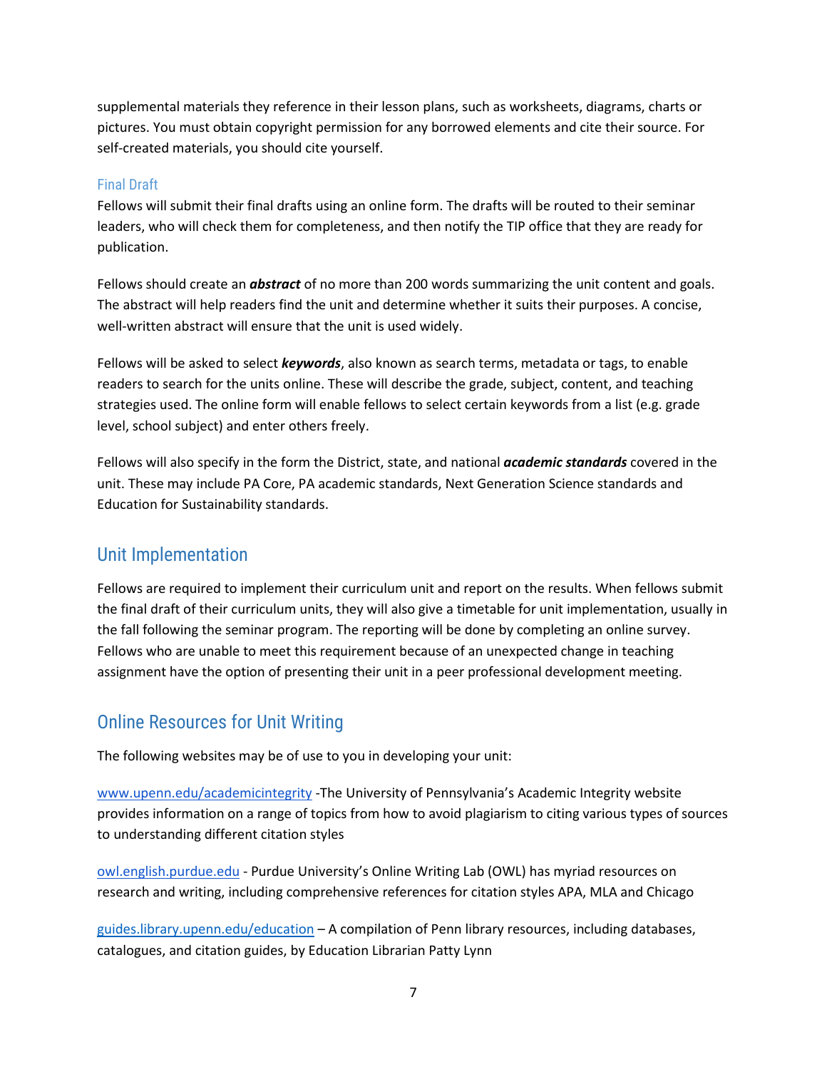supplemental materials they reference in their lesson plans, such as worksheets, diagrams, charts or pictures. You must obtain copyright permission for any borrowed elements and cite their source. For self-created materials, you should cite yourself.

### Final Draft

Fellows will submit their final drafts using an online form. The drafts will be routed to their seminar leaders, who will check them for completeness, and then notify the TIP office that they are ready for publication.

Fellows should create an ***abstract*** of no more than 200 words summarizing the unit content and goals. The abstract will help readers find the unit and determine whether it suits their purposes. A concise, well-written abstract will ensure that the unit is used widely.

Fellows will be asked to select ***keywords***, also known as search terms, metadata or tags, to enable readers to search for the units online. These will describe the grade, subject, content, and teaching strategies used. The online form will enable fellows to select certain keywords from a list (e.g. grade level, school subject) and enter others freely.

Fellows will also specify in the form the District, state, and national ***academic standards*** covered in the unit. These may include PA Core, PA academic standards, Next Generation Science standards and Education for Sustainability standards.

## Unit Implementation

Fellows are required to implement their curriculum unit and report on the results. When fellows submit the final draft of their curriculum units, they will also give a timetable for unit implementation, usually in the fall following the seminar program. The reporting will be done by completing an online survey. Fellows who are unable to meet this requirement because of an unexpected change in teaching assignment have the option of presenting their unit in a peer professional development meeting.

## Online Resources for Unit Writing

The following websites may be of use to you in developing your unit:

www.upenn.edu/academicintegrity -The University of Pennsylvania's Academic Integrity website provides information on a range of topics from how to avoid plagiarism to citing various types of sources to understanding different citation styles

owl.english.purdue.edu - Purdue University's Online Writing Lab (OWL) has myriad resources on research and writing, including comprehensive references for citation styles APA, MLA and Chicago

guides.library.upenn.edu/education – A compilation of Penn library resources, including databases, catalogues, and citation guides, by Education Librarian Patty Lynn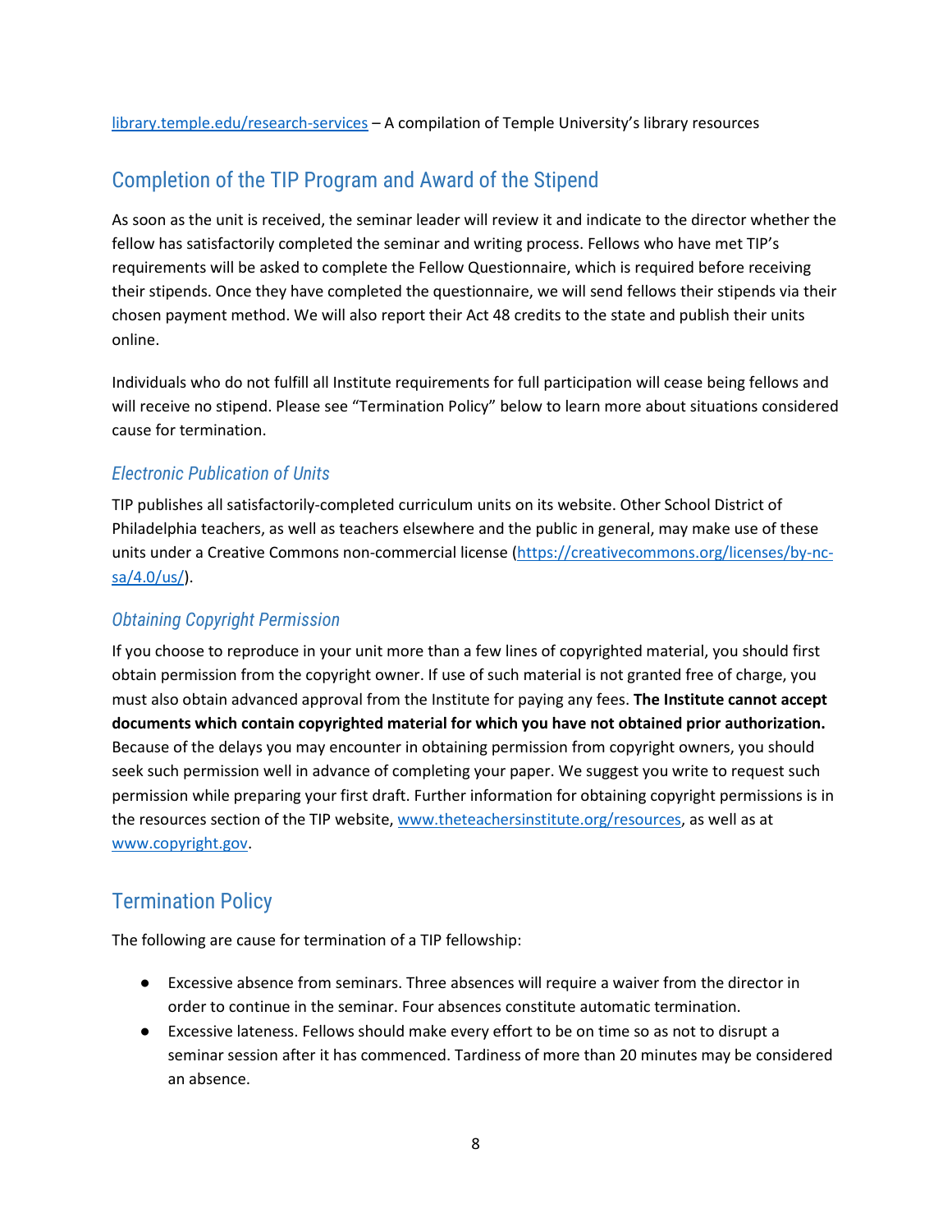[library.temple.edu/research-services](library.temple.edu/research-services) – A compilation of Temple University's library resources

## Completion of the TIP Program and Award of the Stipend

As soon as the unit is received, the seminar leader will review it and indicate to the director whether the fellow has satisfactorily completed the seminar and writing process. Fellows who have met TIP's requirements will be asked to complete the Fellow Questionnaire, which is required before receiving their stipends. Once they have completed the questionnaire, we will send fellows their stipends via their chosen payment method. We will also report their Act 48 credits to the state and publish their units online.

Individuals who do not fulfill all Institute requirements for full participation will cease being fellows and will receive no stipend. Please see "Termination Policy" below to learn more about situations considered cause for termination.

### *Electronic Publication of Units*

TIP publishes all satisfactorily-completed curriculum units on its website. Other School District of Philadelphia teachers, as well as teachers elsewhere and the public in general, may make use of these units under a Creative Commons non-commercial license ([https://creativecommons.org/licenses/by-nc-sa/4.0/us/](https://creativecommons.org/licenses/by-nc-sa/4.0/us/)).

### *Obtaining Copyright Permission*

If you choose to reproduce in your unit more than a few lines of copyrighted material, you should first obtain permission from the copyright owner. If use of such material is not granted free of charge, you must also obtain advanced approval from the Institute for paying any fees. **The Institute cannot accept documents which contain copyrighted material for which you have not obtained prior authorization.** Because of the delays you may encounter in obtaining permission from copyright owners, you should seek such permission well in advance of completing your paper. We suggest you write to request such permission while preparing your first draft. Further information for obtaining copyright permissions is in the resources section of the TIP website, [www.theteachersinstitute.org/resources](www.theteachersinstitute.org/resources), as well as at [www.copyright.gov](www.copyright.gov).

## Termination Policy

The following are cause for termination of a TIP fellowship:

- Excessive absence from seminars. Three absences will require a waiver from the director in order to continue in the seminar. Four absences constitute automatic termination.
- Excessive lateness. Fellows should make every effort to be on time so as not to disrupt a seminar session after it has commenced. Tardiness of more than 20 minutes may be considered an absence.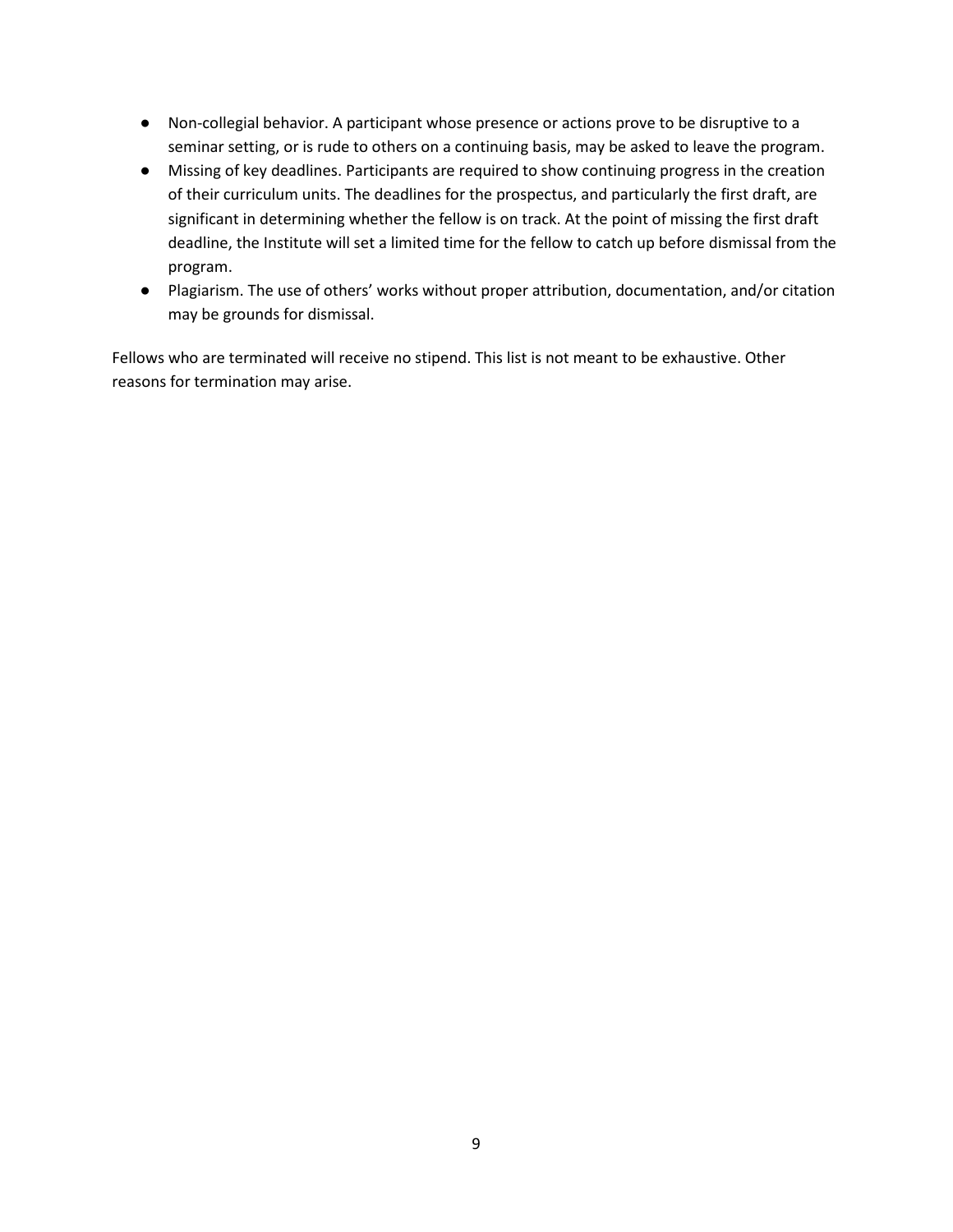- Non-collegial behavior. A participant whose presence or actions prove to be disruptive to a seminar setting, or is rude to others on a continuing basis, may be asked to leave the program.
- Missing of key deadlines. Participants are required to show continuing progress in the creation of their curriculum units. The deadlines for the prospectus, and particularly the first draft, are significant in determining whether the fellow is on track. At the point of missing the first draft deadline, the Institute will set a limited time for the fellow to catch up before dismissal from the program.
- Plagiarism. The use of others' works without proper attribution, documentation, and/or citation may be grounds for dismissal.

Fellows who are terminated will receive no stipend. This list is not meant to be exhaustive. Other reasons for termination may arise.